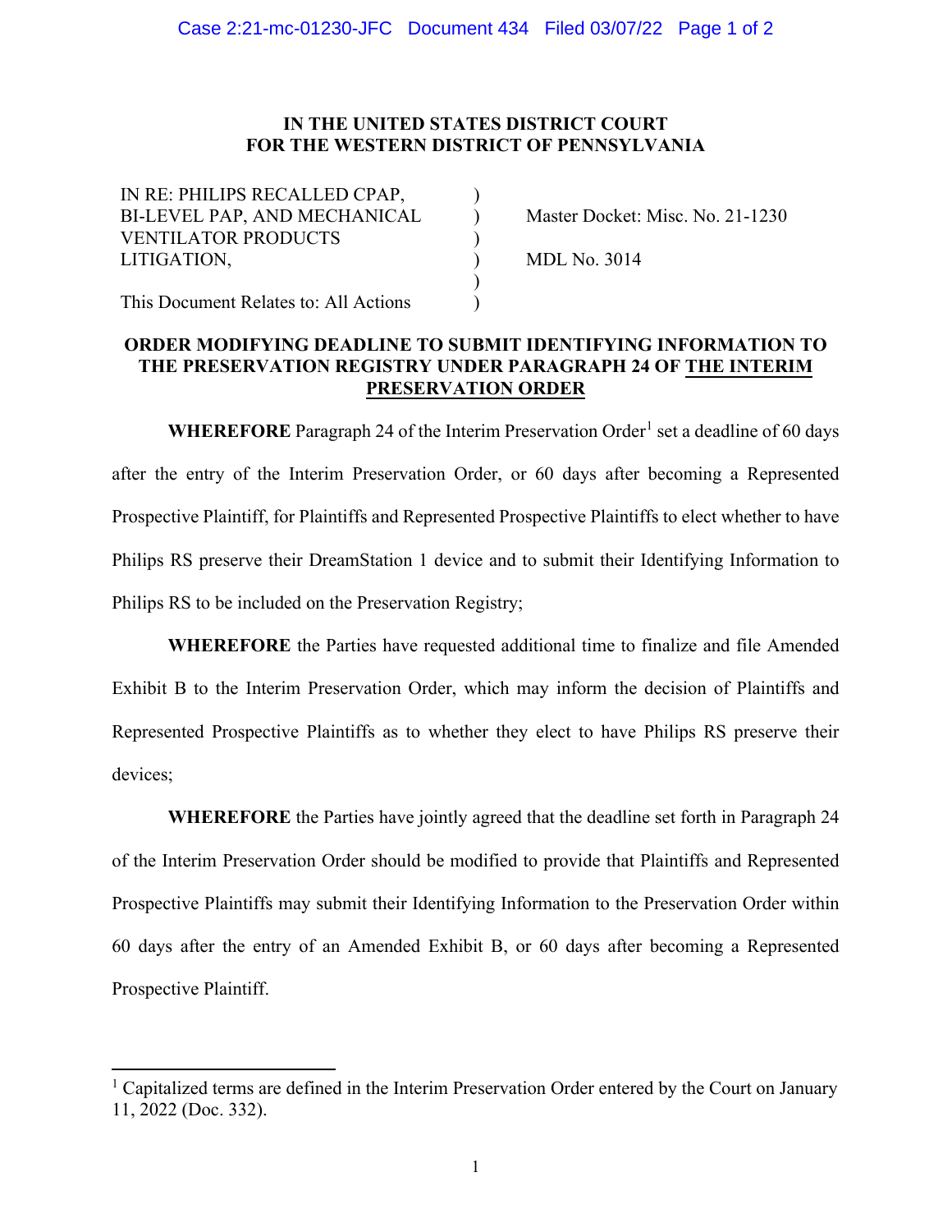**IN THE UNITED STATES DISTRICT COURT**
**FOR THE WESTERN DISTRICT OF PENNSYLVANIA**

| | | |
|---|---|---|
| IN RE: PHILIPS RECALLED CPAP, BI-LEVEL PAP, AND MECHANICAL VENTILATOR PRODUCTS LITIGATION, | ) | Master Docket: Misc. No. 21-1230 |
| | ) | MDL No. 3014 |
| This Document Relates to: All Actions | ) | |

**ORDER MODIFYING DEADLINE TO SUBMIT IDENTIFYING INFORMATION TO THE PRESERVATION REGISTRY UNDER PARAGRAPH 24 OF THE INTERIM PRESERVATION ORDER**

**WHEREFORE** Paragraph 24 of the Interim Preservation Order[1] set a deadline of 60 days after the entry of the Interim Preservation Order, or 60 days after becoming a Represented Prospective Plaintiff, for Plaintiffs and Represented Prospective Plaintiffs to elect whether to have Philips RS preserve their DreamStation 1 device and to submit their Identifying Information to Philips RS to be included on the Preservation Registry;

**WHEREFORE** the Parties have requested additional time to finalize and file Amended Exhibit B to the Interim Preservation Order, which may inform the decision of Plaintiffs and Represented Prospective Plaintiffs as to whether they elect to have Philips RS preserve their devices;

**WHEREFORE** the Parties have jointly agreed that the deadline set forth in Paragraph 24 of the Interim Preservation Order should be modified to provide that Plaintiffs and Represented Prospective Plaintiffs may submit their Identifying Information to the Preservation Order within 60 days after the entry of an Amended Exhibit B, or 60 days after becoming a Represented Prospective Plaintiff.

[1] Capitalized terms are defined in the Interim Preservation Order entered by the Court on January 11, 2022 (Doc. 332).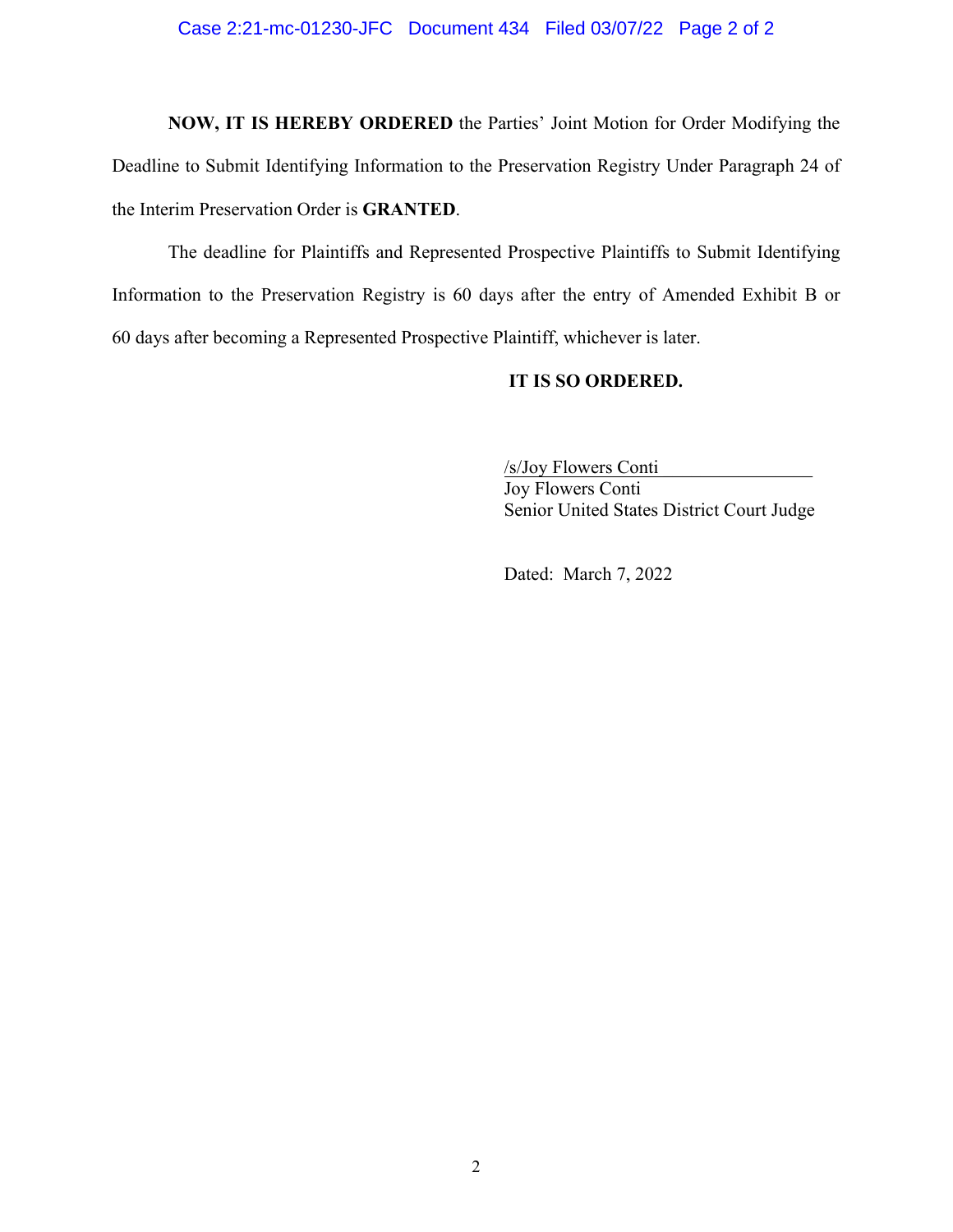**NOW, IT IS HEREBY ORDERED** the Parties' Joint Motion for Order Modifying the Deadline to Submit Identifying Information to the Preservation Registry Under Paragraph 24 of the Interim Preservation Order is **GRANTED**.

The deadline for Plaintiffs and Represented Prospective Plaintiffs to Submit Identifying Information to the Preservation Registry is 60 days after the entry of Amended Exhibit B or 60 days after becoming a Represented Prospective Plaintiff, whichever is later.

**IT IS SO ORDERED.**

/s/Joy Flowers Conti
Joy Flowers Conti
Senior United States District Court Judge

Dated: March 7, 2022